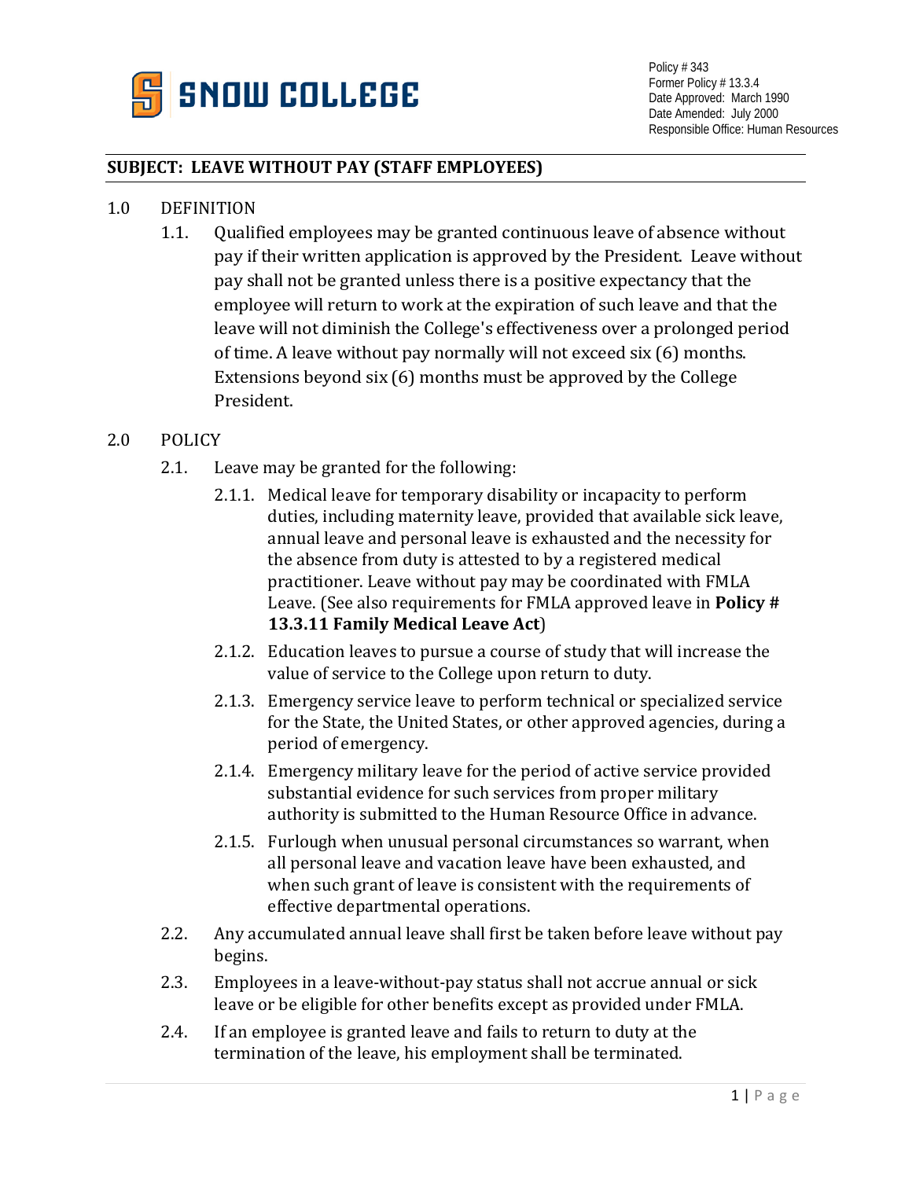SNOW COLLEGE

Policy # 343
Former Policy # 13.3.4
Date Approved: March 1990
Date Amended: July 2000
Responsible Office: Human Resources

## SUBJECT: LEAVE WITHOUT PAY (STAFF EMPLOYEES)

1.0 DEFINITION

1.1. Qualified employees may be granted continuous leave of absence without pay if their written application is approved by the President. Leave without pay shall not be granted unless there is a positive expectancy that the employee will return to work at the expiration of such leave and that the leave will not diminish the College's effectiveness over a prolonged period of time. A leave without pay normally will not exceed six (6) months. Extensions beyond six (6) months must be approved by the College President.

2.0 POLICY

2.1. Leave may be granted for the following:

2.1.1. Medical leave for temporary disability or incapacity to perform duties, including maternity leave, provided that available sick leave, annual leave and personal leave is exhausted and the necessity for the absence from duty is attested to by a registered medical practitioner. Leave without pay may be coordinated with FMLA Leave. (See also requirements for FMLA approved leave in **Policy # 13.3.11 Family Medical Leave Act**)

2.1.2. Education leaves to pursue a course of study that will increase the value of service to the College upon return to duty.

2.1.3. Emergency service leave to perform technical or specialized service for the State, the United States, or other approved agencies, during a period of emergency.

2.1.4. Emergency military leave for the period of active service provided substantial evidence for such services from proper military authority is submitted to the Human Resource Office in advance.

2.1.5. Furlough when unusual personal circumstances so warrant, when all personal leave and vacation leave have been exhausted, and when such grant of leave is consistent with the requirements of effective departmental operations.

2.2. Any accumulated annual leave shall first be taken before leave without pay begins.

2.3. Employees in a leave-without-pay status shall not accrue annual or sick leave or be eligible for other benefits except as provided under FMLA.

2.4. If an employee is granted leave and fails to return to duty at the termination of the leave, his employment shall be terminated.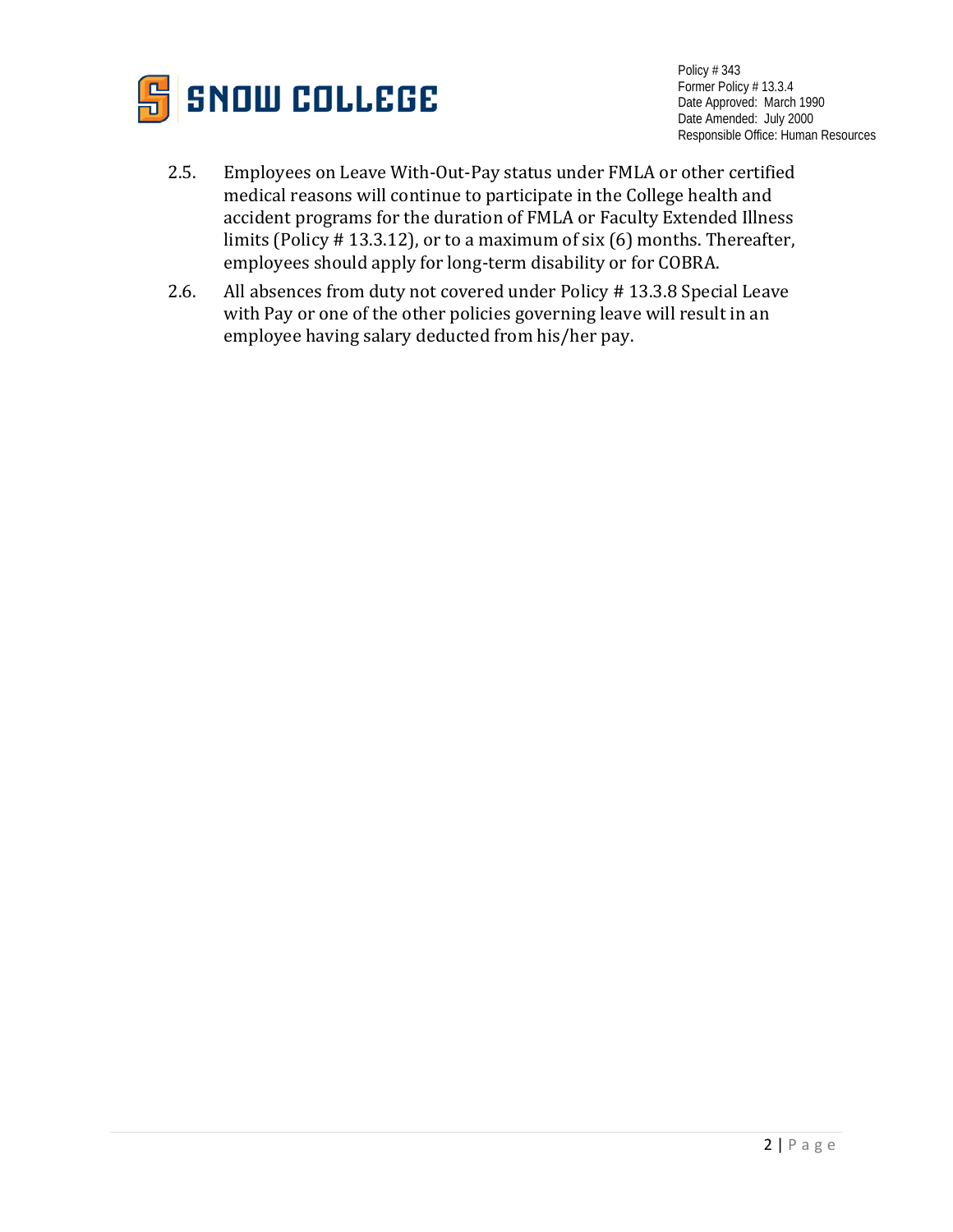2.5. Employees on Leave With-Out-Pay status under FMLA or other certified medical reasons will continue to participate in the College health and accident programs for the duration of FMLA or Faculty Extended Illness limits (Policy # 13.3.12), or to a maximum of six (6) months. Thereafter, employees should apply for long-term disability or for COBRA.

2.6. All absences from duty not covered under Policy # 13.3.8 Special Leave with Pay or one of the other policies governing leave will result in an employee having salary deducted from his/her pay.